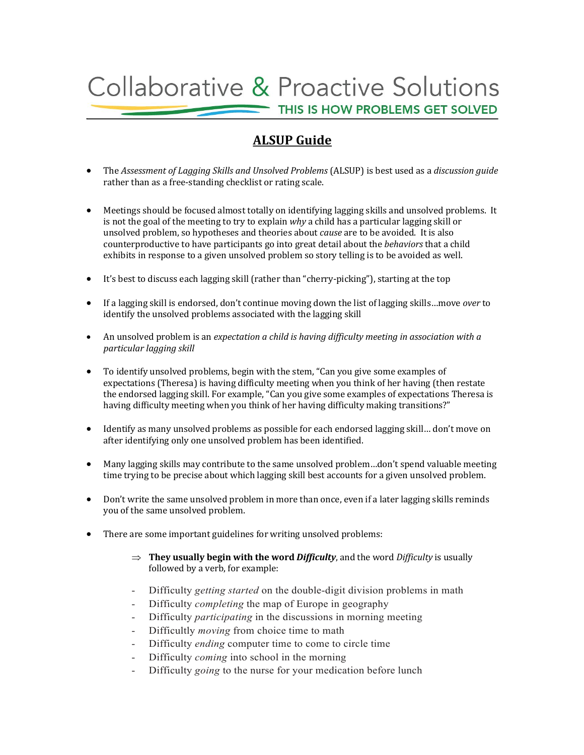# Collaborative & Proactive Solutions

THIS IS HOW PROBLEMS GET SOLVED

## ALSUP Guide

- The *Assessment of Lagging Skills and Unsolved Problems* (ALSUP) is best used as a *discussion guide* rather than as a free-standing checklist or rating scale.

- Meetings should be focused almost totally on identifying lagging skills and unsolved problems. It is not the goal of the meeting to try to explain *why* a child has a particular lagging skill or unsolved problem, so hypotheses and theories about *cause* are to be avoided. It is also counterproductive to have participants go into great detail about the *behaviors* that a child exhibits in response to a given unsolved problem so story telling is to be avoided as well.

- It's best to discuss each lagging skill (rather than "cherry-picking"), starting at the top

- If a lagging skill is endorsed, don't continue moving down the list of lagging skills…move *over* to identify the unsolved problems associated with the lagging skill

- An unsolved problem is an *expectation a child is having difficulty meeting in association with a particular lagging skill*

- To identify unsolved problems, begin with the stem, "Can you give some examples of expectations (Theresa) is having difficulty meeting when you think of her having (then restate the endorsed lagging skill. For example, "Can you give some examples of expectations Theresa is having difficulty meeting when you think of her having difficulty making transitions?"

- Identify as many unsolved problems as possible for each endorsed lagging skill… don't move on after identifying only one unsolved problem has been identified.

- Many lagging skills may contribute to the same unsolved problem…don't spend valuable meeting time trying to be precise about which lagging skill best accounts for a given unsolved problem.

- Don't write the same unsolved problem in more than once, even if a later lagging skills reminds you of the same unsolved problem.

- There are some important guidelines for writing unsolved problems:

  ⇒ **They usually begin with the word *Difficulty***, and the word *Difficulty* is usually followed by a verb, for example:

  - Difficulty *getting started* on the double-digit division problems in math
  - Difficulty *completing* the map of Europe in geography
  - Difficulty *participating* in the discussions in morning meeting
  - Difficultly *moving* from choice time to math
  - Difficulty *ending* computer time to come to circle time
  - Difficulty *coming* into school in the morning
  - Difficulty *going* to the nurse for your medication before lunch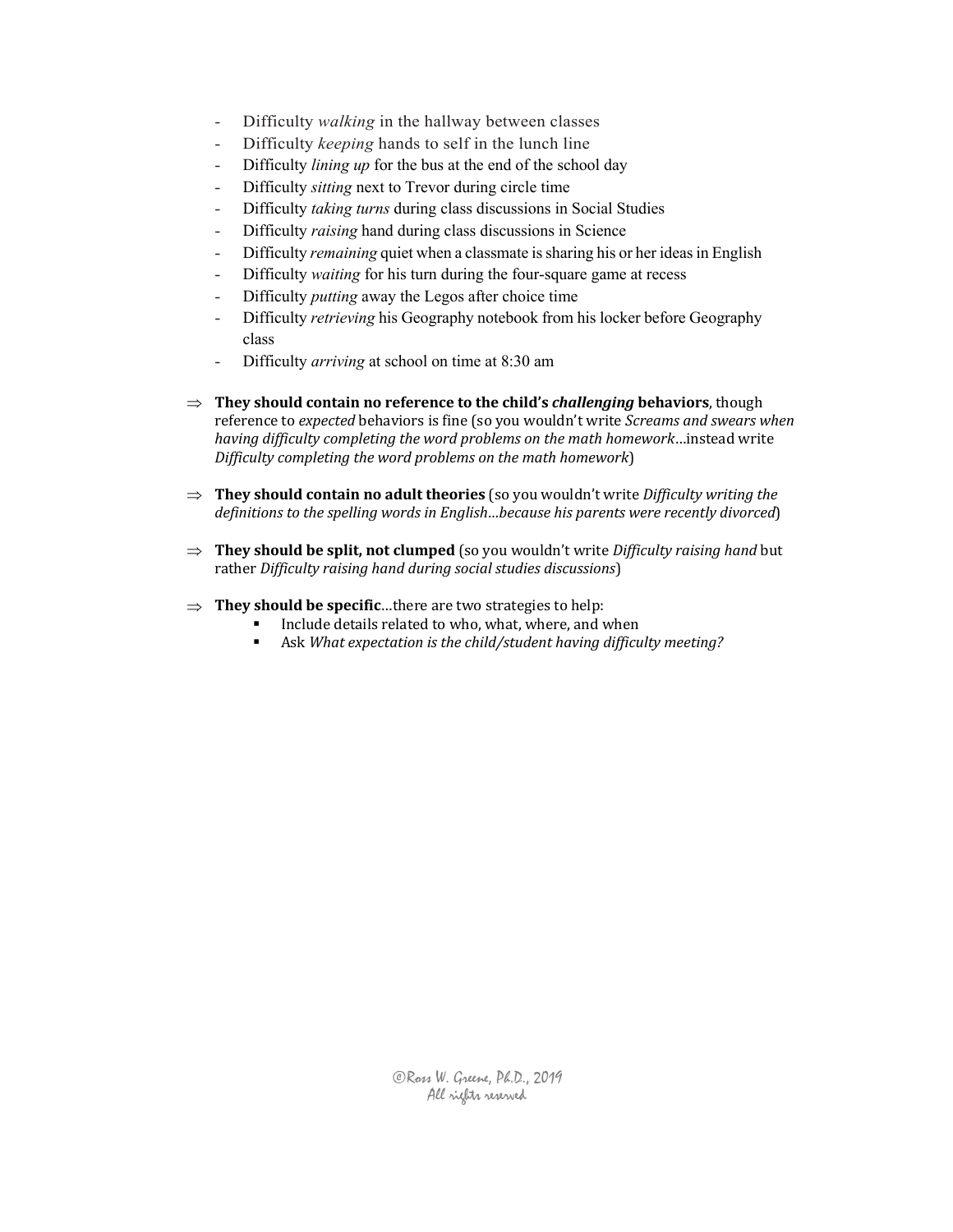- Difficulty *walking* in the hallway between classes
- Difficulty *keeping* hands to self in the lunch line
- Difficulty *lining up* for the bus at the end of the school day
- Difficulty *sitting* next to Trevor during circle time
- Difficulty *taking turns* during class discussions in Social Studies
- Difficulty *raising* hand during class discussions in Science
- Difficulty *remaining* quiet when a classmate is sharing his or her ideas in English
- Difficulty *waiting* for his turn during the four-square game at recess
- Difficulty *putting* away the Legos after choice time
- Difficulty *retrieving* his Geography notebook from his locker before Geography class
- Difficulty *arriving* at school on time at 8:30 am

⇒ **They should contain no reference to the child's *challenging* behaviors**, though reference to *expected* behaviors is fine (so you wouldn't write *Screams and swears when having difficulty completing the word problems on the math homework*…instead write *Difficulty completing the word problems on the math homework*)

⇒ **They should contain no adult theories** (so you wouldn't write *Difficulty writing the definitions to the spelling words in English…because his parents were recently divorced*)

⇒ **They should be split, not clumped** (so you wouldn't write *Difficulty raising hand* but rather *Difficulty raising hand during social studies discussions*)

⇒ **They should be specific**…there are two strategies to help:
- Include details related to who, what, where, and when
- Ask *What expectation is the child/student having difficulty meeting?*